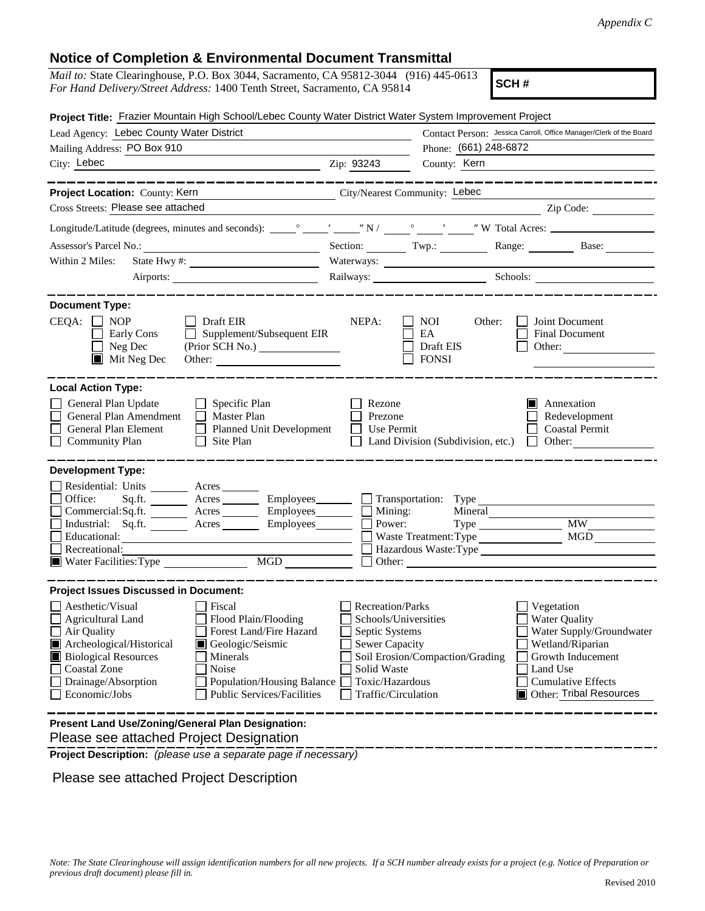*Appendix C*

## Notice of Completion & Environmental Document Transmittal

*Mail to:* State Clearinghouse, P.O. Box 3044, Sacramento, CA 95812-3044 (916) 445-0613
*For Hand Delivery/Street Address:* 1400 Tenth Street, Sacramento, CA 95814

**SCH #**

**Project Title:** Frazier Mountain High School/Lebec County Water District Water System Improvement Project

Lead Agency: Lebec County Water District
Contact Person: Jessica Carroll, Office Manager/Clerk of the Board
Mailing Address: PO Box 910
Phone: (661) 248-6872
City: Lebec Zip: 93243 County: Kern

---

**Project Location:** County: Kern City/Nearest Community: Lebec
Cross Streets: Please see attached Zip Code:
Longitude/Latitude (degrees, minutes and seconds): ___° ___′ ___″ N / ___° ___′ ___″ W Total Acres:
Assessor's Parcel No.: Section: Twp.: Range: Base:
Within 2 Miles: State Hwy #: Waterways:
Airports: Railways: Schools:

---

**Document Type:**

CEQA: ☐ NOP ☐ Early Cons ☐ Neg Dec ☒ Mit Neg Dec ☐ Draft EIR ☐ Supplement/Subsequent EIR (Prior SCH No.) Other:

NEPA: ☐ NOI ☐ EA ☐ Draft EIS ☐ FONSI

Other: ☐ Joint Document ☐ Final Document ☐ Other:

---

**Local Action Type:**

☐ General Plan Update ☐ General Plan Amendment ☐ General Plan Element ☐ Community Plan ☐ Specific Plan ☐ Master Plan ☐ Planned Unit Development ☐ Site Plan ☐ Rezone ☐ Prezone ☐ Use Permit ☐ Land Division (Subdivision, etc.) ☒ Annexation ☐ Redevelopment ☐ Coastal Permit ☐ Other:

---

**Development Type:**

☐ Residential: Units Acres
☐ Office: Sq.ft. Acres Employees
☐ Commercial: Sq.ft. Acres Employees
☐ Industrial: Sq.ft. Acres Employees
☐ Educational:
☐ Recreational:
☒ Water Facilities: Type MGD
☐ Transportation: Type
☐ Mining: Mineral
☐ Power: Type MW
☐ Waste Treatment: Type MGD
☐ Hazardous Waste: Type
☐ Other:

---

**Project Issues Discussed in Document:**

☐ Aesthetic/Visual
☐ Agricultural Land
☐ Air Quality
☒ Archeological/Historical
☒ Biological Resources
☐ Coastal Zone
☐ Drainage/Absorption
☐ Economic/Jobs
☐ Fiscal
☐ Flood Plain/Flooding
☐ Forest Land/Fire Hazard
☒ Geologic/Seismic
☐ Minerals
☐ Noise
☐ Population/Housing Balance
☐ Public Services/Facilities
☐ Recreation/Parks
☐ Schools/Universities
☐ Septic Systems
☐ Sewer Capacity
☐ Soil Erosion/Compaction/Grading
☐ Solid Waste
☐ Toxic/Hazardous
☐ Traffic/Circulation
☐ Vegetation
☐ Water Quality
☐ Water Supply/Groundwater
☐ Wetland/Riparian
☐ Growth Inducement
☐ Land Use
☐ Cumulative Effects
☒ Other: Tribal Resources

---

**Present Land Use/Zoning/General Plan Designation:**
Please see attached Project Designation

**Project Description:** *(please use a separate page if necessary)*

Please see attached Project Description

*Note: The State Clearinghouse will assign identification numbers for all new projects. If a SCH number already exists for a project (e.g. Notice of Preparation or previous draft document) please fill in.*

Revised 2010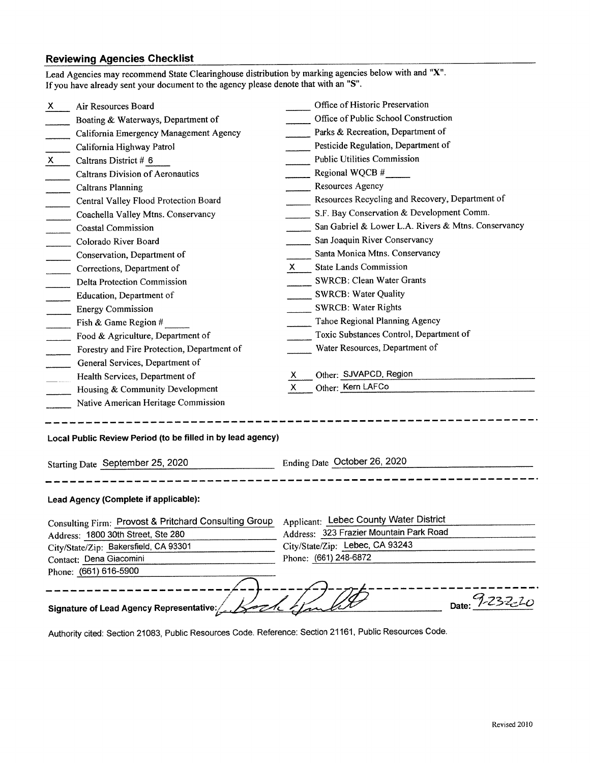## Reviewing Agencies Checklist

Lead Agencies may recommend State Clearinghouse distribution by marking agencies below with and "X".
If you have already sent your document to the agency please denote that with an "S".

| | | | |
|---|---|---|---|
| X | Air Resources Board | | Office of Historic Preservation |
| | Boating & Waterways, Department of | | Office of Public School Construction |
| | California Emergency Management Agency | | Parks & Recreation, Department of |
| | California Highway Patrol | | Pesticide Regulation, Department of |
| X | Caltrans District # 6 | | Public Utilities Commission |
| | Caltrans Division of Aeronautics | | Regional WQCB # |
| | Caltrans Planning | | Resources Agency |
| | Central Valley Flood Protection Board | | Resources Recycling and Recovery, Department of |
| | Coachella Valley Mtns. Conservancy | | S.F. Bay Conservation & Development Comm. |
| | Coastal Commission | | San Gabriel & Lower L.A. Rivers & Mtns. Conservancy |
| | Colorado River Board | | San Joaquin River Conservancy |
| | Conservation, Department of | | Santa Monica Mtns. Conservancy |
| | Corrections, Department of | X | State Lands Commission |
| | Delta Protection Commission | | SWRCB: Clean Water Grants |
| | Education, Department of | | SWRCB: Water Quality |
| | Energy Commission | | SWRCB: Water Rights |
| | Fish & Game Region # | | Tahoe Regional Planning Agency |
| | Food & Agriculture, Department of | | Toxic Substances Control, Department of |
| | Forestry and Fire Protection, Department of | | Water Resources, Department of |
| | General Services, Department of | | |
| | Health Services, Department of | X | Other: SJVAPCD, Region |
| | Housing & Community Development | X | Other: Kern LAFCo |
| | Native American Heritage Commission | | |

---

**Local Public Review Period (to be filled in by lead agency)**

Starting Date September 25, 2020 Ending Date October 26, 2020

---

**Lead Agency (Complete if applicable):**

Consulting Firm: Provost & Pritchard Consulting Group
Address: 1800 30th Street, Ste 280
City/State/Zip: Bakersfield, CA 93301
Contact: Dena Giacomini
Phone: (661) 616-5900

Applicant: Lebec County Water District
Address: 323 Frazier Mountain Park Road
City/State/Zip: Lebec, CA 93243
Phone: (661) 248-6872

---

**Signature of Lead Agency Representative:** [signature] Date: 9-23-20

Authority cited: Section 21083, Public Resources Code. Reference: Section 21161, Public Resources Code.

Revised 2010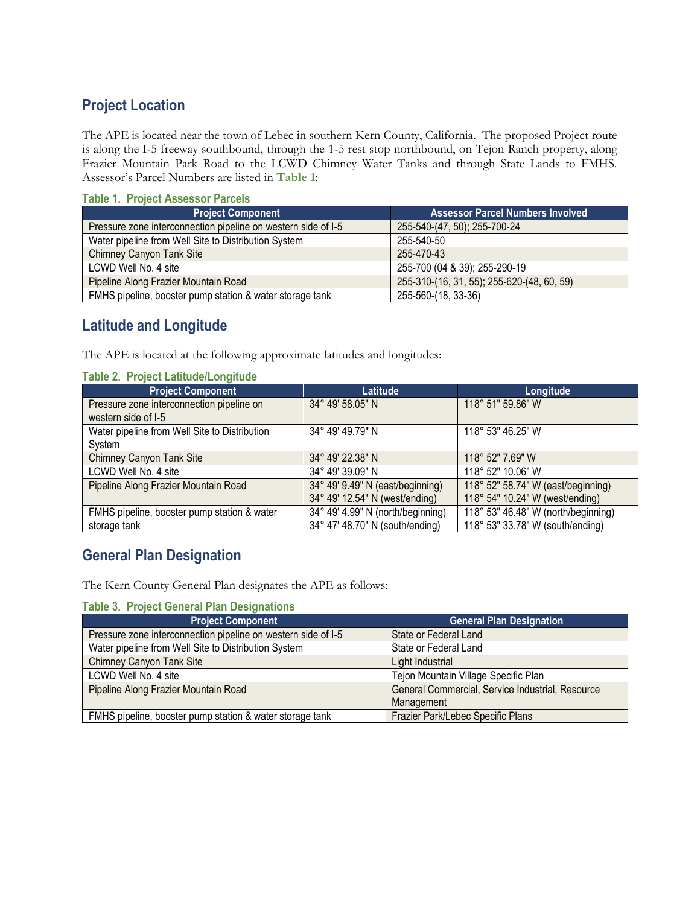## Project Location

The APE is located near the town of Lebec in southern Kern County, California. The proposed Project route is along the I-5 freeway southbound, through the 1-5 rest stop northbound, on Tejon Ranch property, along Frazier Mountain Park Road to the LCWD Chimney Water Tanks and through State Lands to FMHS. Assessor's Parcel Numbers are listed in **Table 1**:

**Table 1. Project Assessor Parcels**

| Project Component | Assessor Parcel Numbers Involved |
| --- | --- |
| Pressure zone interconnection pipeline on western side of I-5 | 255-540-(47, 50); 255-700-24 |
| Water pipeline from Well Site to Distribution System | 255-540-50 |
| Chimney Canyon Tank Site | 255-470-43 |
| LCWD Well No. 4 site | 255-700 (04 & 39); 255-290-19 |
| Pipeline Along Frazier Mountain Road | 255-310-(16, 31, 55); 255-620-(48, 60, 59) |
| FMHS pipeline, booster pump station & water storage tank | 255-560-(18, 33-36) |

## Latitude and Longitude

The APE is located at the following approximate latitudes and longitudes:

**Table 2. Project Latitude/Longitude**

| Project Component | Latitude | Longitude |
| --- | --- | --- |
| Pressure zone interconnection pipeline on western side of I-5 | 34° 49' 58.05" N | 118° 51" 59.86" W |
| Water pipeline from Well Site to Distribution System | 34° 49' 49.79" N | 118° 53" 46.25" W |
| Chimney Canyon Tank Site | 34° 49' 22.38" N | 118° 52" 7.69" W |
| LCWD Well No. 4 site | 34° 49' 39.09" N | 118° 52" 10.06" W |
| Pipeline Along Frazier Mountain Road | 34° 49' 9.49" N (east/beginning)<br>34° 49' 12.54" N (west/ending) | 118° 52" 58.74" W (east/beginning)<br>118° 54" 10.24" W (west/ending) |
| FMHS pipeline, booster pump station & water storage tank | 34° 49' 4.99" N (north/beginning)<br>34° 47' 48.70" N (south/ending) | 118° 53" 46.48" W (north/beginning)<br>118° 53" 33.78" W (south/ending) |

## General Plan Designation

The Kern County General Plan designates the APE as follows:

**Table 3. Project General Plan Designations**

| Project Component | General Plan Designation |
| --- | --- |
| Pressure zone interconnection pipeline on western side of I-5 | State or Federal Land |
| Water pipeline from Well Site to Distribution System | State or Federal Land |
| Chimney Canyon Tank Site | Light Industrial |
| LCWD Well No. 4 site | Tejon Mountain Village Specific Plan |
| Pipeline Along Frazier Mountain Road | General Commercial, Service Industrial, Resource Management |
| FMHS pipeline, booster pump station & water storage tank | Frazier Park/Lebec Specific Plans |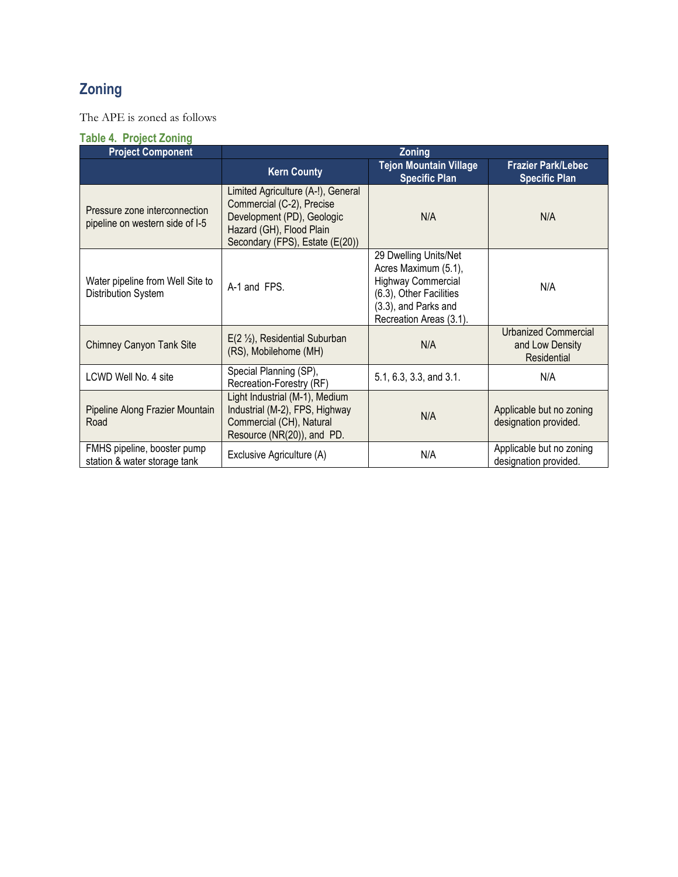## Zoning

The APE is zoned as follows

**Table 4. Project Zoning**

| Project Component | Zoning | | |
|---|---|---|---|
| | Kern County | Tejon Mountain Village Specific Plan | Frazier Park/Lebec Specific Plan |
| Pressure zone interconnection pipeline on western side of I-5 | Limited Agriculture (A-!), General Commercial (C-2), Precise Development (PD), Geologic Hazard (GH), Flood Plain Secondary (FPS), Estate (E(20)) | N/A | N/A |
| Water pipeline from Well Site to Distribution System | A-1 and FPS. | 29 Dwelling Units/Net Acres Maximum (5.1), Highway Commercial (6.3), Other Facilities (3.3), and Parks and Recreation Areas (3.1). | N/A |
| Chimney Canyon Tank Site | E(2 ½), Residential Suburban (RS), Mobilehome (MH) | N/A | Urbanized Commercial and Low Density Residential |
| LCWD Well No. 4 site | Special Planning (SP), Recreation-Forestry (RF) | 5.1, 6.3, 3.3, and 3.1. | N/A |
| Pipeline Along Frazier Mountain Road | Light Industrial (M-1), Medium Industrial (M-2), FPS, Highway Commercial (CH), Natural Resource (NR(20)), and PD. | N/A | Applicable but no zoning designation provided. |
| FMHS pipeline, booster pump station & water storage tank | Exclusive Agriculture (A) | N/A | Applicable but no zoning designation provided. |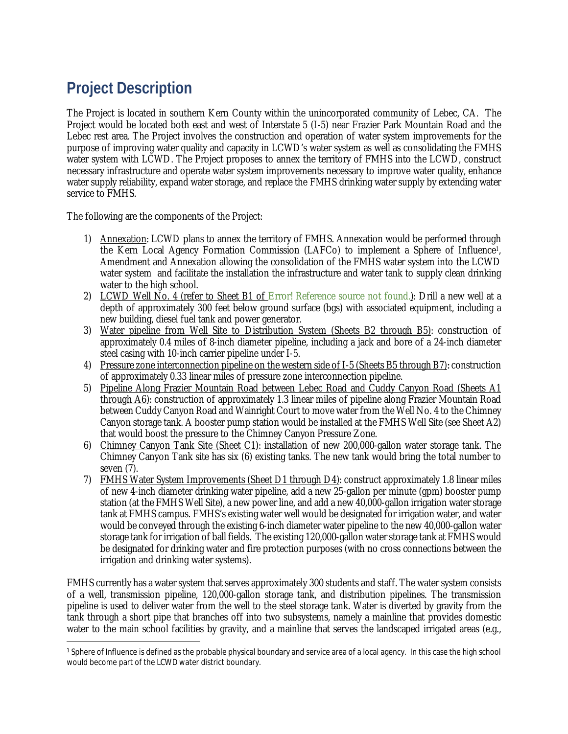# Project Description

The Project is located in southern Kern County within the unincorporated community of Lebec, CA. The Project would be located both east and west of Interstate 5 (I-5) near Frazier Park Mountain Road and the Lebec rest area. The Project involves the construction and operation of water system improvements for the purpose of improving water quality and capacity in LCWD's water system as well as consolidating the FMHS water system with LCWD. The Project proposes to annex the territory of FMHS into the LCWD, construct necessary infrastructure and operate water system improvements necessary to improve water quality, enhance water supply reliability, expand water storage, and replace the FMHS drinking water supply by extending water service to FMHS.

The following are the components of the Project:

1) Annexation: LCWD plans to annex the territory of FMHS. Annexation would be performed through the Kern Local Agency Formation Commission (LAFCo) to implement a Sphere of Influence[1], Amendment and Annexation allowing the consolidation of the FMHS water system into the LCWD water system and facilitate the installation the infrastructure and water tank to supply clean drinking water to the high school.
2) LCWD Well No. 4 (refer to Sheet B1 of Error! Reference source not found.): Drill a new well at a depth of approximately 300 feet below ground surface (bgs) with associated equipment, including a new building, diesel fuel tank and power generator.
3) Water pipeline from Well Site to Distribution System (Sheets B2 through B5): construction of approximately 0.4 miles of 8-inch diameter pipeline, including a jack and bore of a 24-inch diameter steel casing with 10-inch carrier pipeline under I-5.
4) Pressure zone interconnection pipeline on the western side of I-5 (Sheets B5 through B7): construction of approximately 0.33 linear miles of pressure zone interconnection pipeline.
5) Pipeline Along Frazier Mountain Road between Lebec Road and Cuddy Canyon Road (Sheets A1 through A6): construction of approximately 1.3 linear miles of pipeline along Frazier Mountain Road between Cuddy Canyon Road and Wainright Court to move water from the Well No. 4 to the Chimney Canyon storage tank. A booster pump station would be installed at the FMHS Well Site (see Sheet A2) that would boost the pressure to the Chimney Canyon Pressure Zone.
6) Chimney Canyon Tank Site (Sheet C1): installation of new 200,000-gallon water storage tank. The Chimney Canyon Tank site has six (6) existing tanks. The new tank would bring the total number to seven (7).
7) FMHS Water System Improvements (Sheet D1 through D4): construct approximately 1.8 linear miles of new 4-inch diameter drinking water pipeline, add a new 25-gallon per minute (gpm) booster pump station (at the FMHS Well Site), a new power line, and add a new 40,000-gallon irrigation water storage tank at FMHS campus. FMHS's existing water well would be designated for irrigation water, and water would be conveyed through the existing 6-inch diameter water pipeline to the new 40,000-gallon water storage tank for irrigation of ball fields. The existing 120,000-gallon water storage tank at FMHS would be designated for drinking water and fire protection purposes (with no cross connections between the irrigation and drinking water systems).

FMHS currently has a water system that serves approximately 300 students and staff. The water system consists of a well, transmission pipeline, 120,000-gallon storage tank, and distribution pipelines. The transmission pipeline is used to deliver water from the well to the steel storage tank. Water is diverted by gravity from the tank through a short pipe that branches off into two subsystems, namely a mainline that provides domestic water to the main school facilities by gravity, and a mainline that serves the landscaped irrigated areas (e.g.,

[1] Sphere of Influence is defined as the probable physical boundary and service area of a local agency. In this case the high school would become part of the LCWD water district boundary.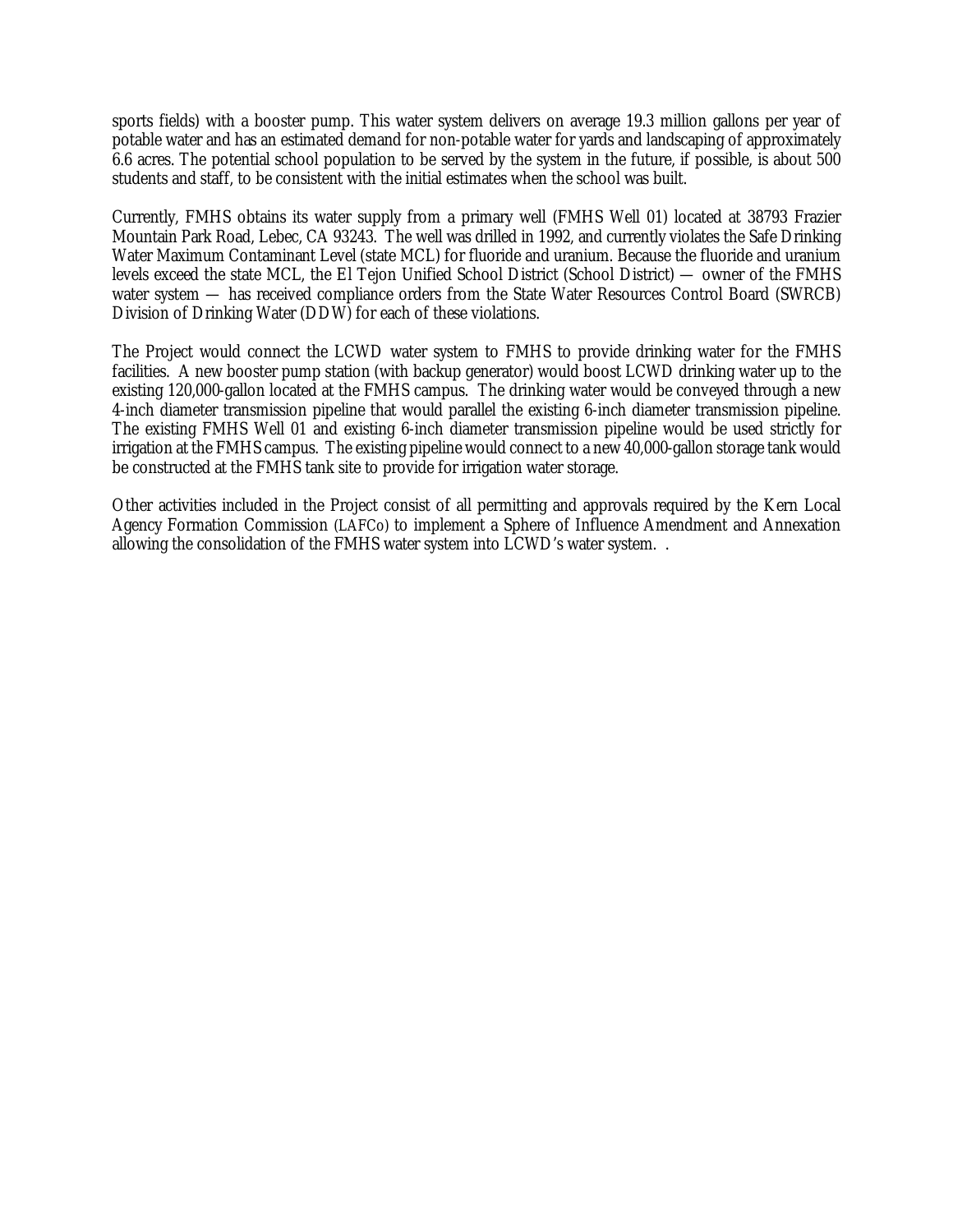sports fields) with a booster pump. This water system delivers on average 19.3 million gallons per year of potable water and has an estimated demand for non-potable water for yards and landscaping of approximately 6.6 acres. The potential school population to be served by the system in the future, if possible, is about 500 students and staff, to be consistent with the initial estimates when the school was built.

Currently, FMHS obtains its water supply from a primary well (FMHS Well 01) located at 38793 Frazier Mountain Park Road, Lebec, CA 93243. The well was drilled in 1992, and currently violates the Safe Drinking Water Maximum Contaminant Level (state MCL) for fluoride and uranium. Because the fluoride and uranium levels exceed the state MCL, the El Tejon Unified School District (School District) — owner of the FMHS water system — has received compliance orders from the State Water Resources Control Board (SWRCB) Division of Drinking Water (DDW) for each of these violations.

The Project would connect the LCWD water system to FMHS to provide drinking water for the FMHS facilities. A new booster pump station (with backup generator) would boost LCWD drinking water up to the existing 120,000-gallon located at the FMHS campus. The drinking water would be conveyed through a new 4-inch diameter transmission pipeline that would parallel the existing 6-inch diameter transmission pipeline. The existing FMHS Well 01 and existing 6-inch diameter transmission pipeline would be used strictly for irrigation at the FMHS campus. The existing pipeline would connect to a new 40,000-gallon storage tank would be constructed at the FMHS tank site to provide for irrigation water storage.

Other activities included in the Project consist of all permitting and approvals required by the Kern Local Agency Formation Commission (LAFCo) to implement a Sphere of Influence Amendment and Annexation allowing the consolidation of the FMHS water system into LCWD's water system. .